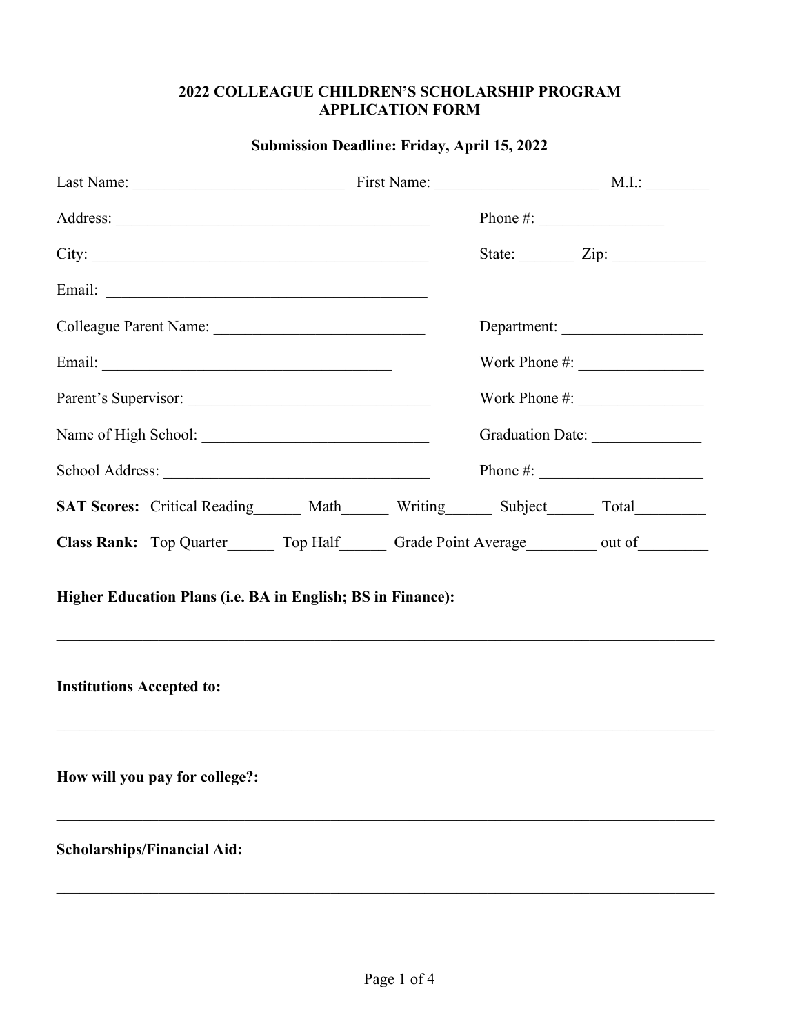**2022 COLLEAGUE CHILDREN'S SCHOLARSHIP PROGRAM**
**APPLICATION FORM**

**Submission Deadline: Friday, April 15, 2022**

Last Name: ___________________________ First Name: _____________________ M.I.: ________

Address: _________________________________________ Phone #: ________________

City: ____________________________________________ State: _______ Zip: ____________

Email: __________________________________________

Colleague Parent Name: ___________________________ Department: __________________

Email: ______________________________________ Work Phone #: ________________

Parent's Supervisor: _______________________________ Work Phone #: ________________

Name of High School: _____________________________ Graduation Date: ______________

School Address: ___________________________________ Phone #: _____________________

**SAT Scores:** Critical Reading______ Math______ Writing______ Subject______ Total_________

**Class Rank:** Top Quarter______ Top Half______ Grade Point Average_________ out of_________

**Higher Education Plans (i.e. BA in English; BS in Finance):**

_____________________________________________________________________________________

**Institutions Accepted to:**

_____________________________________________________________________________________

**How will you pay for college?:**

_____________________________________________________________________________________

**Scholarships/Financial Aid:**

_____________________________________________________________________________________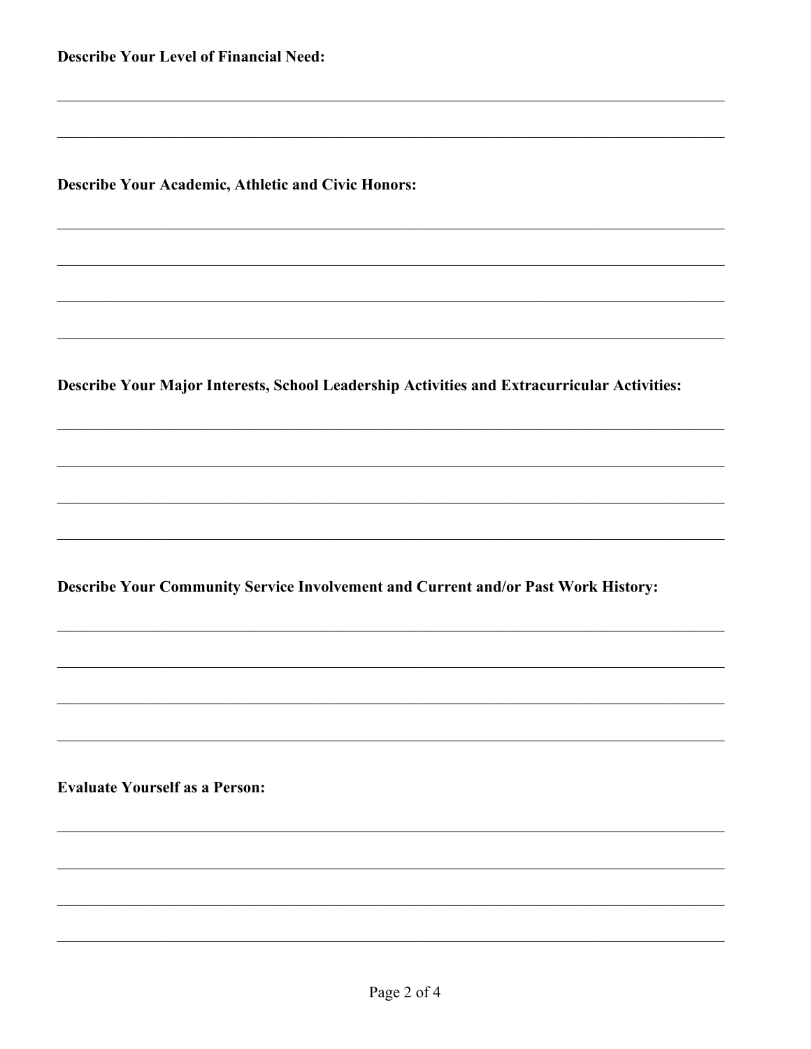**Describe Your Level of Financial Need:**

\_\_\_\_\_\_\_\_\_\_\_\_\_\_\_\_\_\_\_\_\_\_\_\_\_\_\_\_\_\_\_\_\_\_\_\_\_\_\_\_\_\_\_\_\_\_\_\_\_\_\_\_\_\_\_\_\_\_\_\_\_\_\_\_\_\_\_\_\_\_\_\_\_\_\_\_\_\_

\_\_\_\_\_\_\_\_\_\_\_\_\_\_\_\_\_\_\_\_\_\_\_\_\_\_\_\_\_\_\_\_\_\_\_\_\_\_\_\_\_\_\_\_\_\_\_\_\_\_\_\_\_\_\_\_\_\_\_\_\_\_\_\_\_\_\_\_\_\_\_\_\_\_\_\_\_\_

**Describe Your Academic, Athletic and Civic Honors:**

\_\_\_\_\_\_\_\_\_\_\_\_\_\_\_\_\_\_\_\_\_\_\_\_\_\_\_\_\_\_\_\_\_\_\_\_\_\_\_\_\_\_\_\_\_\_\_\_\_\_\_\_\_\_\_\_\_\_\_\_\_\_\_\_\_\_\_\_\_\_\_\_\_\_\_\_\_\_

\_\_\_\_\_\_\_\_\_\_\_\_\_\_\_\_\_\_\_\_\_\_\_\_\_\_\_\_\_\_\_\_\_\_\_\_\_\_\_\_\_\_\_\_\_\_\_\_\_\_\_\_\_\_\_\_\_\_\_\_\_\_\_\_\_\_\_\_\_\_\_\_\_\_\_\_\_\_

\_\_\_\_\_\_\_\_\_\_\_\_\_\_\_\_\_\_\_\_\_\_\_\_\_\_\_\_\_\_\_\_\_\_\_\_\_\_\_\_\_\_\_\_\_\_\_\_\_\_\_\_\_\_\_\_\_\_\_\_\_\_\_\_\_\_\_\_\_\_\_\_\_\_\_\_\_\_

\_\_\_\_\_\_\_\_\_\_\_\_\_\_\_\_\_\_\_\_\_\_\_\_\_\_\_\_\_\_\_\_\_\_\_\_\_\_\_\_\_\_\_\_\_\_\_\_\_\_\_\_\_\_\_\_\_\_\_\_\_\_\_\_\_\_\_\_\_\_\_\_\_\_\_\_\_\_

**Describe Your Major Interests, School Leadership Activities and Extracurricular Activities:**

\_\_\_\_\_\_\_\_\_\_\_\_\_\_\_\_\_\_\_\_\_\_\_\_\_\_\_\_\_\_\_\_\_\_\_\_\_\_\_\_\_\_\_\_\_\_\_\_\_\_\_\_\_\_\_\_\_\_\_\_\_\_\_\_\_\_\_\_\_\_\_\_\_\_\_\_\_\_

\_\_\_\_\_\_\_\_\_\_\_\_\_\_\_\_\_\_\_\_\_\_\_\_\_\_\_\_\_\_\_\_\_\_\_\_\_\_\_\_\_\_\_\_\_\_\_\_\_\_\_\_\_\_\_\_\_\_\_\_\_\_\_\_\_\_\_\_\_\_\_\_\_\_\_\_\_\_

\_\_\_\_\_\_\_\_\_\_\_\_\_\_\_\_\_\_\_\_\_\_\_\_\_\_\_\_\_\_\_\_\_\_\_\_\_\_\_\_\_\_\_\_\_\_\_\_\_\_\_\_\_\_\_\_\_\_\_\_\_\_\_\_\_\_\_\_\_\_\_\_\_\_\_\_\_\_

\_\_\_\_\_\_\_\_\_\_\_\_\_\_\_\_\_\_\_\_\_\_\_\_\_\_\_\_\_\_\_\_\_\_\_\_\_\_\_\_\_\_\_\_\_\_\_\_\_\_\_\_\_\_\_\_\_\_\_\_\_\_\_\_\_\_\_\_\_\_\_\_\_\_\_\_\_\_

**Describe Your Community Service Involvement and Current and/or Past Work History:**

\_\_\_\_\_\_\_\_\_\_\_\_\_\_\_\_\_\_\_\_\_\_\_\_\_\_\_\_\_\_\_\_\_\_\_\_\_\_\_\_\_\_\_\_\_\_\_\_\_\_\_\_\_\_\_\_\_\_\_\_\_\_\_\_\_\_\_\_\_\_\_\_\_\_\_\_\_\_

\_\_\_\_\_\_\_\_\_\_\_\_\_\_\_\_\_\_\_\_\_\_\_\_\_\_\_\_\_\_\_\_\_\_\_\_\_\_\_\_\_\_\_\_\_\_\_\_\_\_\_\_\_\_\_\_\_\_\_\_\_\_\_\_\_\_\_\_\_\_\_\_\_\_\_\_\_\_

\_\_\_\_\_\_\_\_\_\_\_\_\_\_\_\_\_\_\_\_\_\_\_\_\_\_\_\_\_\_\_\_\_\_\_\_\_\_\_\_\_\_\_\_\_\_\_\_\_\_\_\_\_\_\_\_\_\_\_\_\_\_\_\_\_\_\_\_\_\_\_\_\_\_\_\_\_\_

\_\_\_\_\_\_\_\_\_\_\_\_\_\_\_\_\_\_\_\_\_\_\_\_\_\_\_\_\_\_\_\_\_\_\_\_\_\_\_\_\_\_\_\_\_\_\_\_\_\_\_\_\_\_\_\_\_\_\_\_\_\_\_\_\_\_\_\_\_\_\_\_\_\_\_\_\_\_

**Evaluate Yourself as a Person:**

\_\_\_\_\_\_\_\_\_\_\_\_\_\_\_\_\_\_\_\_\_\_\_\_\_\_\_\_\_\_\_\_\_\_\_\_\_\_\_\_\_\_\_\_\_\_\_\_\_\_\_\_\_\_\_\_\_\_\_\_\_\_\_\_\_\_\_\_\_\_\_\_\_\_\_\_\_\_

\_\_\_\_\_\_\_\_\_\_\_\_\_\_\_\_\_\_\_\_\_\_\_\_\_\_\_\_\_\_\_\_\_\_\_\_\_\_\_\_\_\_\_\_\_\_\_\_\_\_\_\_\_\_\_\_\_\_\_\_\_\_\_\_\_\_\_\_\_\_\_\_\_\_\_\_\_\_

\_\_\_\_\_\_\_\_\_\_\_\_\_\_\_\_\_\_\_\_\_\_\_\_\_\_\_\_\_\_\_\_\_\_\_\_\_\_\_\_\_\_\_\_\_\_\_\_\_\_\_\_\_\_\_\_\_\_\_\_\_\_\_\_\_\_\_\_\_\_\_\_\_\_\_\_\_\_

\_\_\_\_\_\_\_\_\_\_\_\_\_\_\_\_\_\_\_\_\_\_\_\_\_\_\_\_\_\_\_\_\_\_\_\_\_\_\_\_\_\_\_\_\_\_\_\_\_\_\_\_\_\_\_\_\_\_\_\_\_\_\_\_\_\_\_\_\_\_\_\_\_\_\_\_\_\_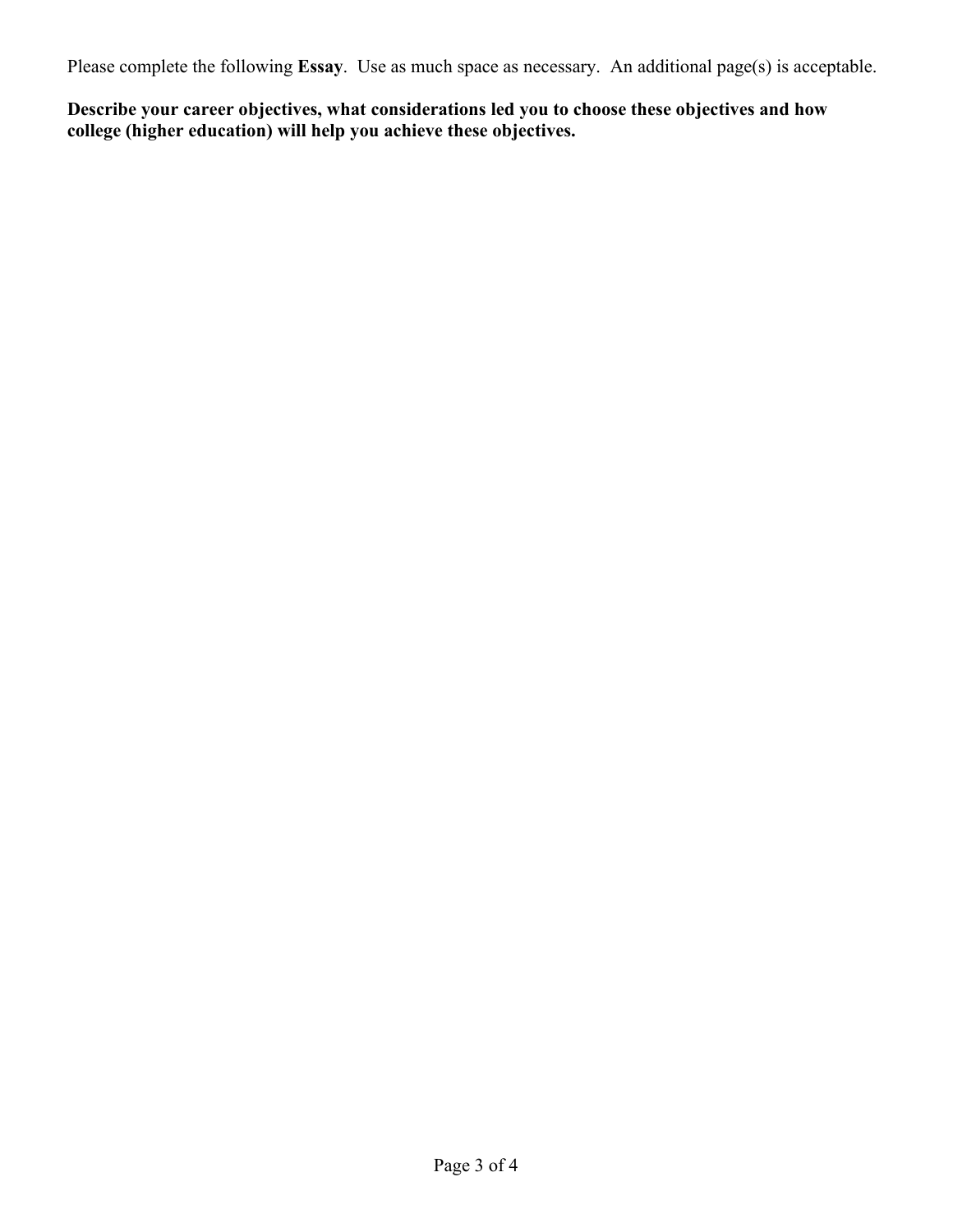Please complete the following **Essay**. Use as much space as necessary. An additional page(s) is acceptable.

**Describe your career objectives, what considerations led you to choose these objectives and how college (higher education) will help you achieve these objectives.**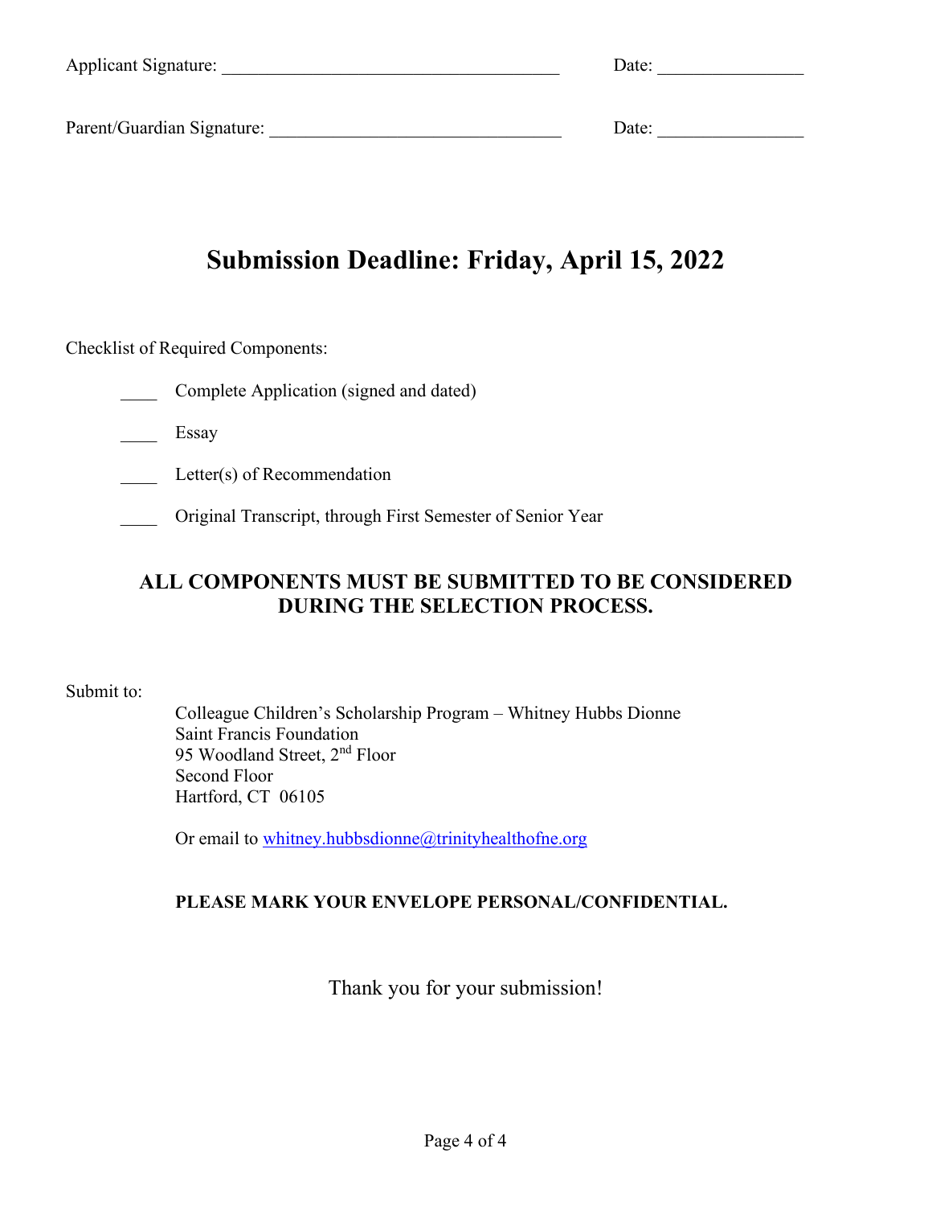Applicant Signature: ______________________________________ Date: ________________

Parent/Guardian Signature: ________________________________ Date: ________________

# Submission Deadline: Friday, April 15, 2022

Checklist of Required Components:

____ Complete Application (signed and dated)

____ Essay

____ Letter(s) of Recommendation

____ Original Transcript, through First Semester of Senior Year

**ALL COMPONENTS MUST BE SUBMITTED TO BE CONSIDERED DURING THE SELECTION PROCESS.**

Submit to:

Colleague Children's Scholarship Program – Whitney Hubbs Dionne
Saint Francis Foundation
95 Woodland Street, 2nd Floor
Second Floor
Hartford, CT 06105

Or email to whitney.hubbsdionne@trinityhealthofne.org

**PLEASE MARK YOUR ENVELOPE PERSONAL/CONFIDENTIAL.**

Thank you for your submission!